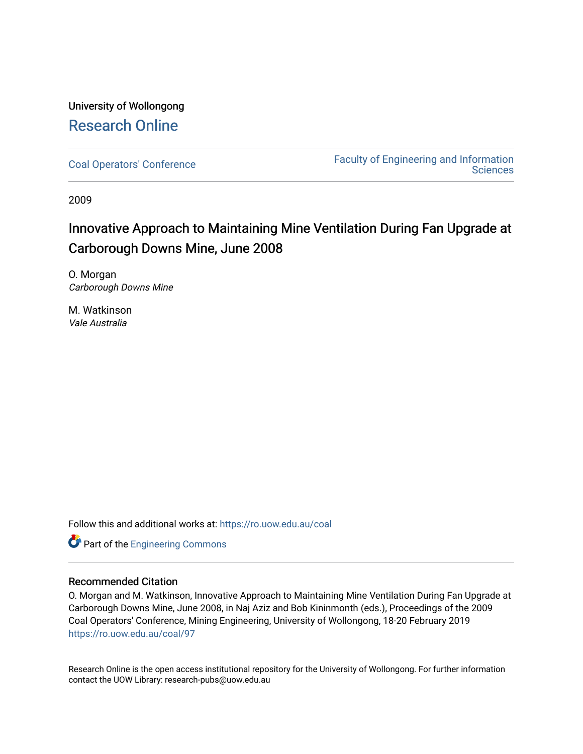University of Wollongong

# Research Online

Coal Operators' Conference | Faculty of Engineering and Information Sciences

2009

# Innovative Approach to Maintaining Mine Ventilation During Fan Upgrade at Carborough Downs Mine, June 2008

O. Morgan
*Carborough Downs Mine*

M. Watkinson
*Vale Australia*

Follow this and additional works at: https://ro.uow.edu.au/coal

Part of the Engineering Commons

## Recommended Citation

O. Morgan and M. Watkinson, Innovative Approach to Maintaining Mine Ventilation During Fan Upgrade at Carborough Downs Mine, June 2008, in Naj Aziz and Bob Kininmonth (eds.), Proceedings of the 2009 Coal Operators' Conference, Mining Engineering, University of Wollongong, 18-20 February 2019
https://ro.uow.edu.au/coal/97

Research Online is the open access institutional repository for the University of Wollongong. For further information contact the UOW Library: research-pubs@uow.edu.au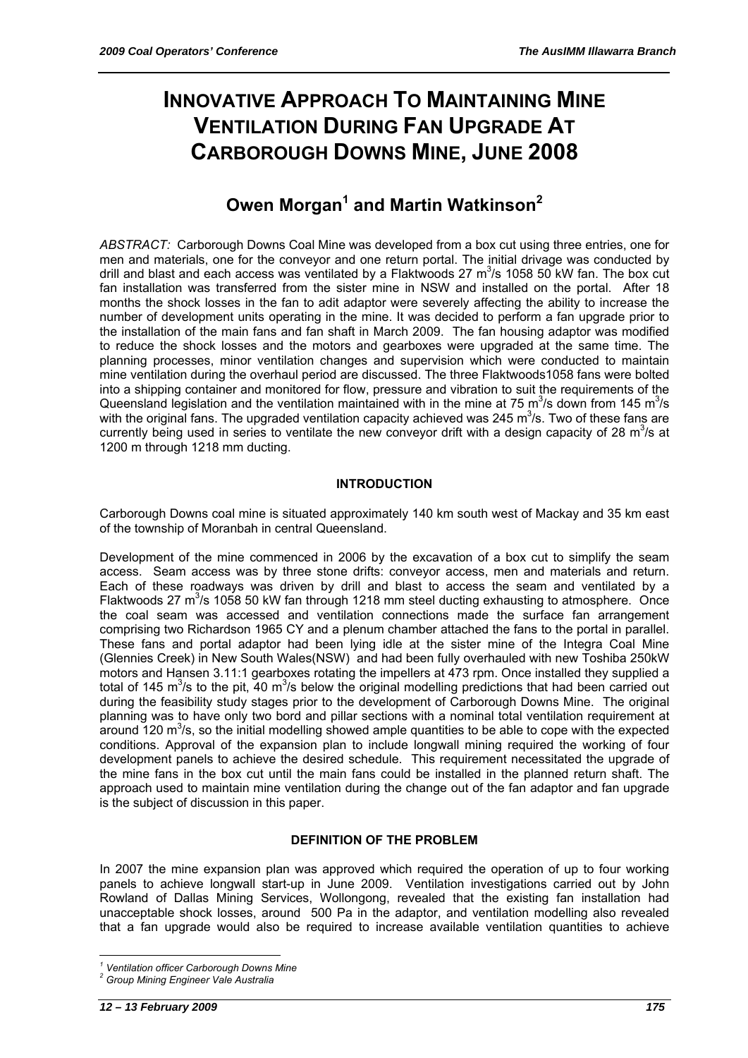# INNOVATIVE APPROACH TO MAINTAINING MINE VENTILATION DURING FAN UPGRADE AT CARBOROUGH DOWNS MINE, JUNE 2008

## Owen Morgan[1] and Martin Watkinson[2]

*ABSTRACT:* Carborough Downs Coal Mine was developed from a box cut using three entries, one for men and materials, one for the conveyor and one return portal. The initial drivage was conducted by drill and blast and each access was ventilated by a Flaktwoods 27 $m^3$/s 1058 50 kW fan. The box cut fan installation was transferred from the sister mine in NSW and installed on the portal. After 18 months the shock losses in the fan to adit adaptor were severely affecting the ability to increase the number of development units operating in the mine. It was decided to perform a fan upgrade prior to the installation of the main fans and fan shaft in March 2009. The fan housing adaptor was modified to reduce the shock losses and the motors and gearboxes were upgraded at the same time. The planning processes, minor ventilation changes and supervision which were conducted to maintain mine ventilation during the overhaul period are discussed. The three Flaktwoods1058 fans were bolted into a shipping container and monitored for flow, pressure and vibration to suit the requirements of the Queensland legislation and the ventilation maintained with in the mine at 75 $m^3$/s down from 145 $m^3$/s with the original fans. The upgraded ventilation capacity achieved was 245 $m^3$/s. Two of these fans are currently being used in series to ventilate the new conveyor drift with a design capacity of 28 $m^3$/s at 1200 m through 1218 mm ducting.

### INTRODUCTION

Carborough Downs coal mine is situated approximately 140 km south west of Mackay and 35 km east of the township of Moranbah in central Queensland.

Development of the mine commenced in 2006 by the excavation of a box cut to simplify the seam access. Seam access was by three stone drifts: conveyor access, men and materials and return. Each of these roadways was driven by drill and blast to access the seam and ventilated by a Flaktwoods 27 $m^3$/s 1058 50 kW fan through 1218 mm steel ducting exhausting to atmosphere. Once the coal seam was accessed and ventilation connections made the surface fan arrangement comprising two Richardson 1965 CY and a plenum chamber attached the fans to the portal in parallel. These fans and portal adaptor had been lying idle at the sister mine of the Integra Coal Mine (Glennies Creek) in New South Wales(NSW) and had been fully overhauled with new Toshiba 250kW motors and Hansen 3.11:1 gearboxes rotating the impellers at 473 rpm. Once installed they supplied a total of 145 $m^3$/s to the pit, 40 $m^3$/s below the original modelling predictions that had been carried out during the feasibility study stages prior to the development of Carborough Downs Mine. The original planning was to have only two bord and pillar sections with a nominal total ventilation requirement at around 120 $m^3$/s, so the initial modelling showed ample quantities to be able to cope with the expected conditions. Approval of the expansion plan to include longwall mining required the working of four development panels to achieve the desired schedule. This requirement necessitated the upgrade of the mine fans in the box cut until the main fans could be installed in the planned return shaft. The approach used to maintain mine ventilation during the change out of the fan adaptor and fan upgrade is the subject of discussion in this paper.

### DEFINITION OF THE PROBLEM

In 2007 the mine expansion plan was approved which required the operation of up to four working panels to achieve longwall start-up in June 2009. Ventilation investigations carried out by John Rowland of Dallas Mining Services, Wollongong, revealed that the existing fan installation had unacceptable shock losses, around 500 Pa in the adaptor, and ventilation modelling also revealed that a fan upgrade would also be required to increase available ventilation quantities to achieve

---

[1] *Ventilation officer Carborough Downs Mine*

[2] *Group Mining Engineer Vale Australia*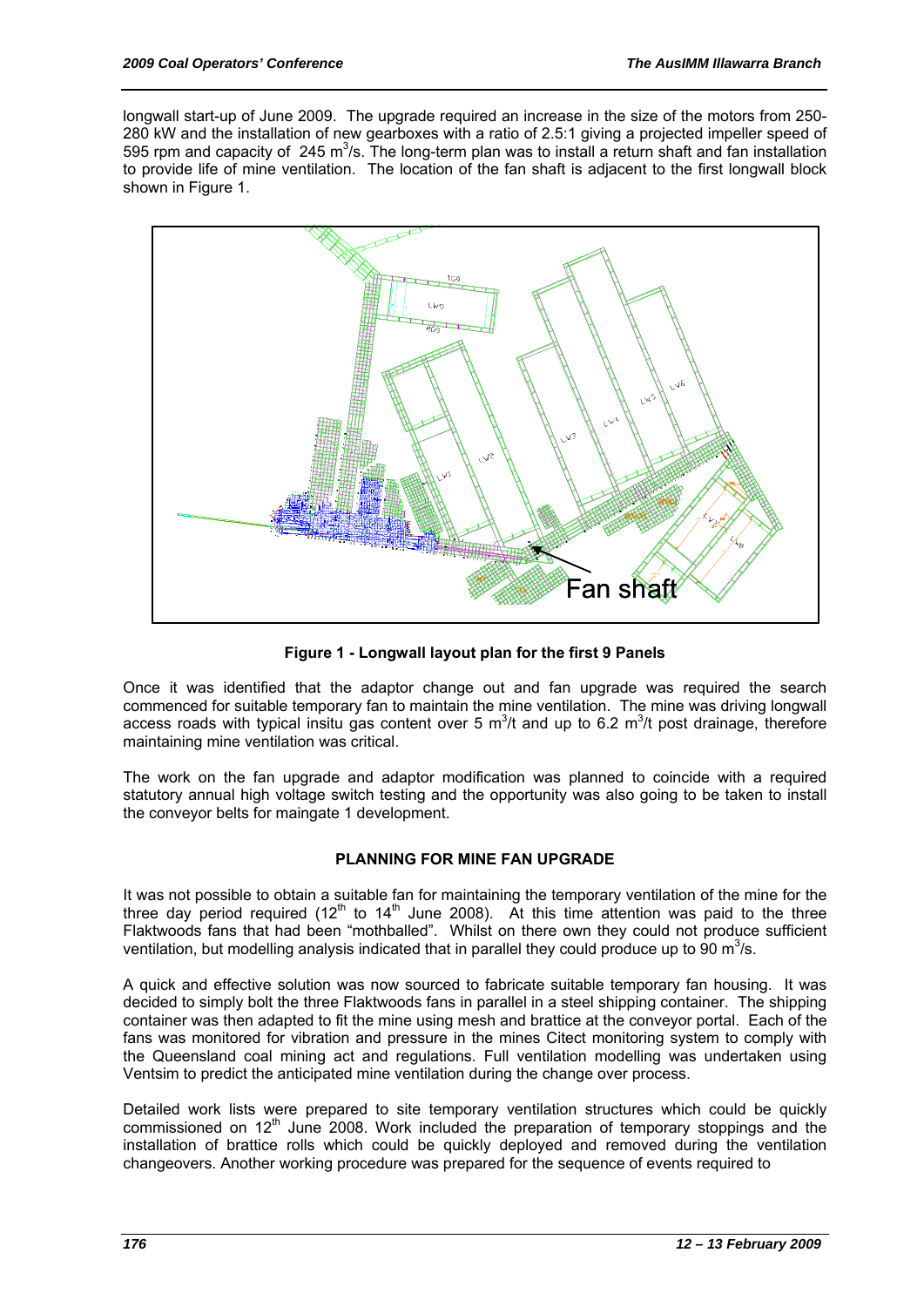longwall start-up of June 2009. The upgrade required an increase in the size of the motors from 250-280 kW and the installation of new gearboxes with a ratio of 2.5:1 giving a projected impeller speed of 595 rpm and capacity of 245 $m^3$/s. The long-term plan was to install a return shaft and fan installation to provide life of mine ventilation. The location of the fan shaft is adjacent to the first longwall block shown in Figure 1.

**Figure 1 - Longwall layout plan for the first 9 Panels**

Once it was identified that the adaptor change out and fan upgrade was required the search commenced for suitable temporary fan to maintain the mine ventilation. The mine was driving longwall access roads with typical insitu gas content over 5 $m^3$/t and up to 6.2 $m^3$/t post drainage, therefore maintaining mine ventilation was critical.

The work on the fan upgrade and adaptor modification was planned to coincide with a required statutory annual high voltage switch testing and the opportunity was also going to be taken to install the conveyor belts for maingate 1 development.

## PLANNING FOR MINE FAN UPGRADE

It was not possible to obtain a suitable fan for maintaining the temporary ventilation of the mine for the three day period required (12th to 14th June 2008). At this time attention was paid to the three Flaktwoods fans that had been "mothballed". Whilst on there own they could not produce sufficient ventilation, but modelling analysis indicated that in parallel they could produce up to 90 $m^3$/s.

A quick and effective solution was now sourced to fabricate suitable temporary fan housing. It was decided to simply bolt the three Flaktwoods fans in parallel in a steel shipping container. The shipping container was then adapted to fit the mine using mesh and brattice at the conveyor portal. Each of the fans was monitored for vibration and pressure in the mines Citect monitoring system to comply with the Queensland coal mining act and regulations. Full ventilation modelling was undertaken using Ventsim to predict the anticipated mine ventilation during the change over process.

Detailed work lists were prepared to site temporary ventilation structures which could be quickly commissioned on 12th June 2008. Work included the preparation of temporary stoppings and the installation of brattice rolls which could be quickly deployed and removed during the ventilation changeovers. Another working procedure was prepared for the sequence of events required to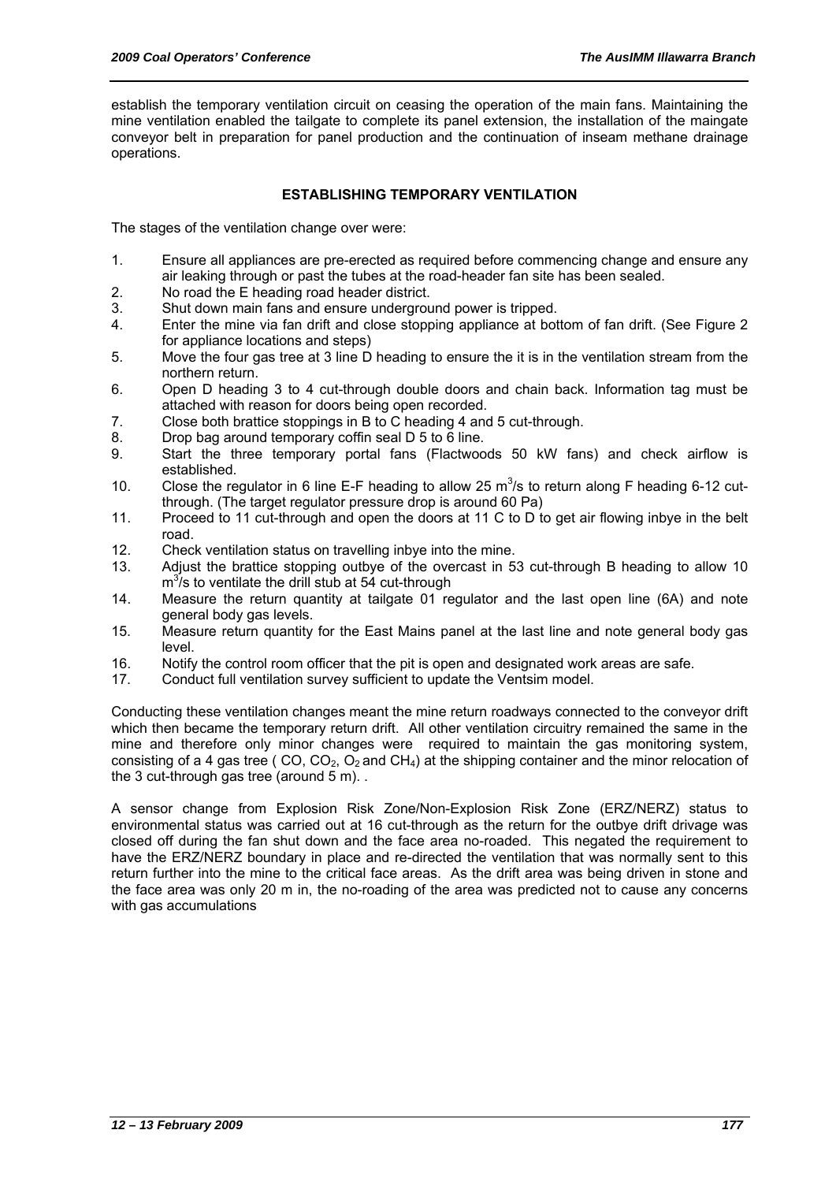establish the temporary ventilation circuit on ceasing the operation of the main fans. Maintaining the mine ventilation enabled the tailgate to complete its panel extension, the installation of the maingate conveyor belt in preparation for panel production and the continuation of inseam methane drainage operations.

## ESTABLISHING TEMPORARY VENTILATION

The stages of the ventilation change over were:

1. Ensure all appliances are pre-erected as required before commencing change and ensure any air leaking through or past the tubes at the road-header fan site has been sealed.
2. No road the E heading road header district.
3. Shut down main fans and ensure underground power is tripped.
4. Enter the mine via fan drift and close stopping appliance at bottom of fan drift. (See Figure 2 for appliance locations and steps)
5. Move the four gas tree at 3 line D heading to ensure the it is in the ventilation stream from the northern return.
6. Open D heading 3 to 4 cut-through double doors and chain back. Information tag must be attached with reason for doors being open recorded.
7. Close both brattice stoppings in B to C heading 4 and 5 cut-through.
8. Drop bag around temporary coffin seal D 5 to 6 line.
9. Start the three temporary portal fans (Flactwoods 50 kW fans) and check airflow is established.
10. Close the regulator in 6 line E-F heading to allow 25 $m^3/s$ to return along F heading 6-12 cut-through. (The target regulator pressure drop is around 60 Pa)
11. Proceed to 11 cut-through and open the doors at 11 C to D to get air flowing inbye in the belt road.
12. Check ventilation status on travelling inbye into the mine.
13. Adjust the brattice stopping outbye of the overcast in 53 cut-through B heading to allow 10 $m^3/s$ to ventilate the drill stub at 54 cut-through
14. Measure the return quantity at tailgate 01 regulator and the last open line (6A) and note general body gas levels.
15. Measure return quantity for the East Mains panel at the last line and note general body gas level.
16. Notify the control room officer that the pit is open and designated work areas are safe.
17. Conduct full ventilation survey sufficient to update the Ventsim model.

Conducting these ventilation changes meant the mine return roadways connected to the conveyor drift which then became the temporary return drift. All other ventilation circuitry remained the same in the mine and therefore only minor changes were required to maintain the gas monitoring system, consisting of a 4 gas tree ( CO, $CO_2$, $O_2$ and $CH_4$) at the shipping container and the minor relocation of the 3 cut-through gas tree (around 5 m). .

A sensor change from Explosion Risk Zone/Non-Explosion Risk Zone (ERZ/NERZ) status to environmental status was carried out at 16 cut-through as the return for the outbye drift drivage was closed off during the fan shut down and the face area no-roaded. This negated the requirement to have the ERZ/NERZ boundary in place and re-directed the ventilation that was normally sent to this return further into the mine to the critical face areas. As the drift area was being driven in stone and the face area was only 20 m in, the no-roading of the area was predicted not to cause any concerns with gas accumulations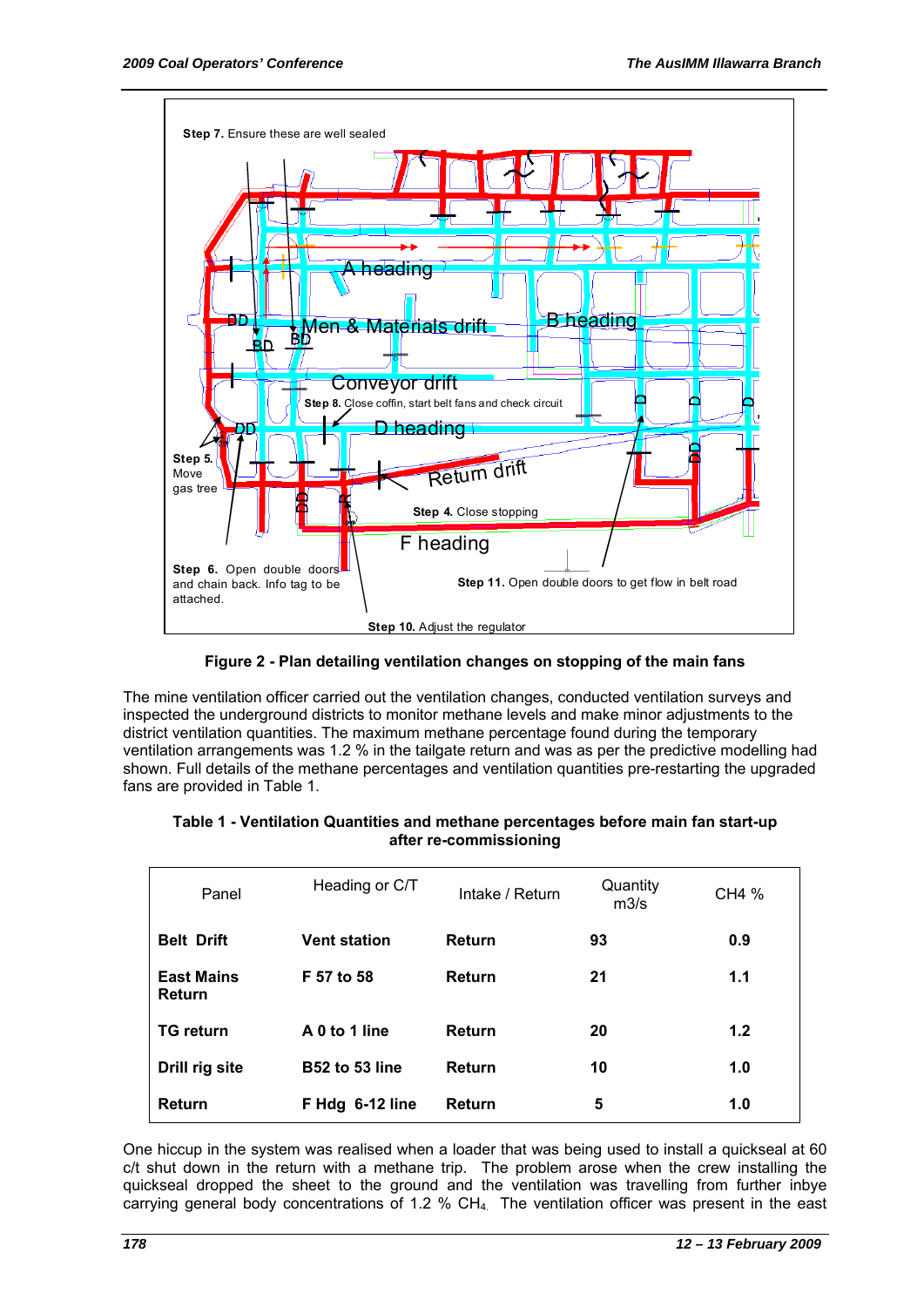Figure 2 - Plan detailing ventilation changes on stopping of the main fans

The mine ventilation officer carried out the ventilation changes, conducted ventilation surveys and inspected the underground districts to monitor methane levels and make minor adjustments to the district ventilation quantities. The maximum methane percentage found during the temporary ventilation arrangements was 1.2 % in the tailgate return and was as per the predictive modelling had shown. Full details of the methane percentages and ventilation quantities pre-restarting the upgraded fans are provided in Table 1.

**Table 1 - Ventilation Quantities and methane percentages before main fan start-up after re-commissioning**

| Panel | Heading or C/T | Intake / Return | Quantity m3/s | CH4 % |
|---|---|---|---|---|
| **Belt Drift** | **Vent station** | **Return** | **93** | **0.9** |
| **East Mains Return** | **F 57 to 58** | **Return** | **21** | **1.1** |
| **TG return** | **A 0 to 1 line** | **Return** | **20** | **1.2** |
| **Drill rig site** | **B52 to 53 line** | **Return** | **10** | **1.0** |
| **Return** | **F Hdg 6-12 line** | **Return** | **5** | **1.0** |

One hiccup in the system was realised when a loader that was being used to install a quickseal at 60 c/t shut down in the return with a methane trip. The problem arose when the crew installing the quickseal dropped the sheet to the ground and the ventilation was travelling from further inbye carrying general body concentrations of 1.2 % $CH_4$. The ventilation officer was present in the east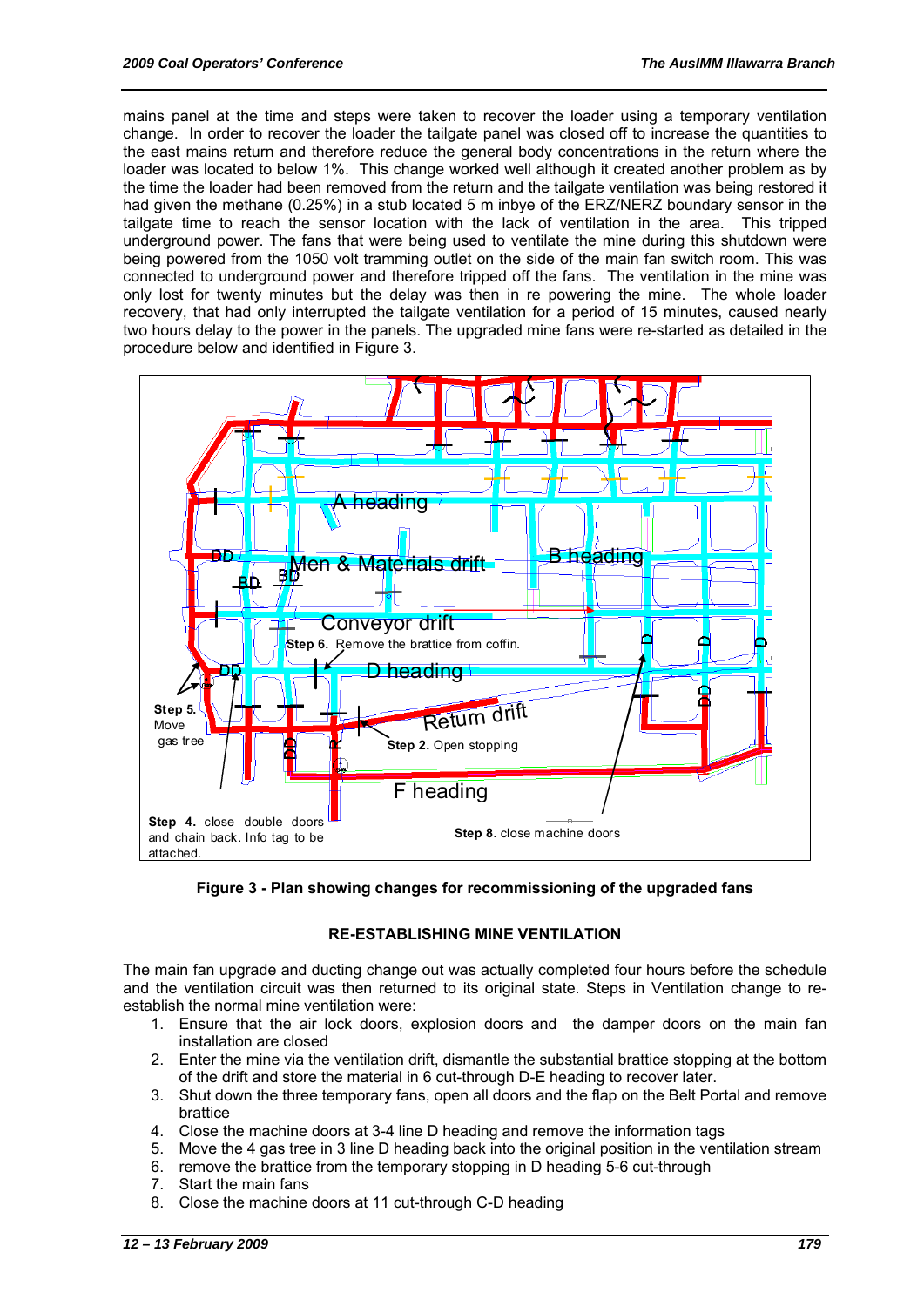mains panel at the time and steps were taken to recover the loader using a temporary ventilation change. In order to recover the loader the tailgate panel was closed off to increase the quantities to the east mains return and therefore reduce the general body concentrations in the return where the loader was located to below 1%. This change worked well although it created another problem as by the time the loader had been removed from the return and the tailgate ventilation was being restored it had given the methane (0.25%) in a stub located 5 m inbye of the ERZ/NERZ boundary sensor in the tailgate time to reach the sensor location with the lack of ventilation in the area. This tripped underground power. The fans that were being used to ventilate the mine during this shutdown were being powered from the 1050 volt tramming outlet on the side of the main fan switch room. This was connected to underground power and therefore tripped off the fans. The ventilation in the mine was only lost for twenty minutes but the delay was then in re powering the mine. The whole loader recovery, that had only interrupted the tailgate ventilation for a period of 15 minutes, caused nearly two hours delay to the power in the panels. The upgraded mine fans were re-started as detailed in the procedure below and identified in Figure 3.

**Figure 3 - Plan showing changes for recommissioning of the upgraded fans**

## RE-ESTABLISHING MINE VENTILATION

The main fan upgrade and ducting change out was actually completed four hours before the schedule and the ventilation circuit was then returned to its original state. Steps in Ventilation change to re-establish the normal mine ventilation were:

1. Ensure that the air lock doors, explosion doors and the damper doors on the main fan installation are closed
2. Enter the mine via the ventilation drift, dismantle the substantial brattice stopping at the bottom of the drift and store the material in 6 cut-through D-E heading to recover later.
3. Shut down the three temporary fans, open all doors and the flap on the Belt Portal and remove brattice
4. Close the machine doors at 3-4 line D heading and remove the information tags
5. Move the 4 gas tree in 3 line D heading back into the original position in the ventilation stream
6. remove the brattice from the temporary stopping in D heading 5-6 cut-through
7. Start the main fans
8. Close the machine doors at 11 cut-through C-D heading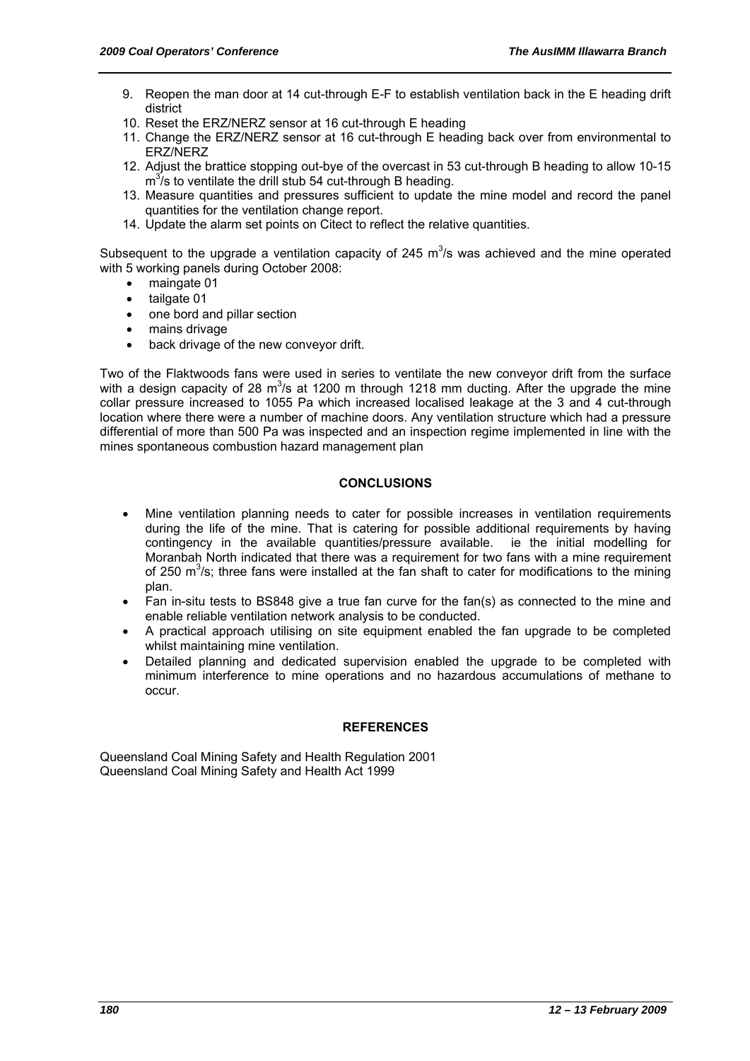9. Reopen the man door at 14 cut-through E-F to establish ventilation back in the E heading drift district
10. Reset the ERZ/NERZ sensor at 16 cut-through E heading
11. Change the ERZ/NERZ sensor at 16 cut-through E heading back over from environmental to ERZ/NERZ
12. Adjust the brattice stopping out-bye of the overcast in 53 cut-through B heading to allow 10-15 $m^3$/s to ventilate the drill stub 54 cut-through B heading.
13. Measure quantities and pressures sufficient to update the mine model and record the panel quantities for the ventilation change report.
14. Update the alarm set points on Citect to reflect the relative quantities.

Subsequent to the upgrade a ventilation capacity of 245 $m^3$/s was achieved and the mine operated with 5 working panels during October 2008:

- maingate 01
- tailgate 01
- one bord and pillar section
- mains drivage
- back drivage of the new conveyor drift.

Two of the Flaktwoods fans were used in series to ventilate the new conveyor drift from the surface with a design capacity of 28 $m^3$/s at 1200 m through 1218 mm ducting. After the upgrade the mine collar pressure increased to 1055 Pa which increased localised leakage at the 3 and 4 cut-through location where there were a number of machine doors. Any ventilation structure which had a pressure differential of more than 500 Pa was inspected and an inspection regime implemented in line with the mines spontaneous combustion hazard management plan

## CONCLUSIONS

- Mine ventilation planning needs to cater for possible increases in ventilation requirements during the life of the mine. That is catering for possible additional requirements by having contingency in the available quantities/pressure available. ie the initial modelling for Moranbah North indicated that there was a requirement for two fans with a mine requirement of 250 $m^3$/s; three fans were installed at the fan shaft to cater for modifications to the mining plan.
- Fan in-situ tests to BS848 give a true fan curve for the fan(s) as connected to the mine and enable reliable ventilation network analysis to be conducted.
- A practical approach utilising on site equipment enabled the fan upgrade to be completed whilst maintaining mine ventilation.
- Detailed planning and dedicated supervision enabled the upgrade to be completed with minimum interference to mine operations and no hazardous accumulations of methane to occur.

## REFERENCES

Queensland Coal Mining Safety and Health Regulation 2001
Queensland Coal Mining Safety and Health Act 1999